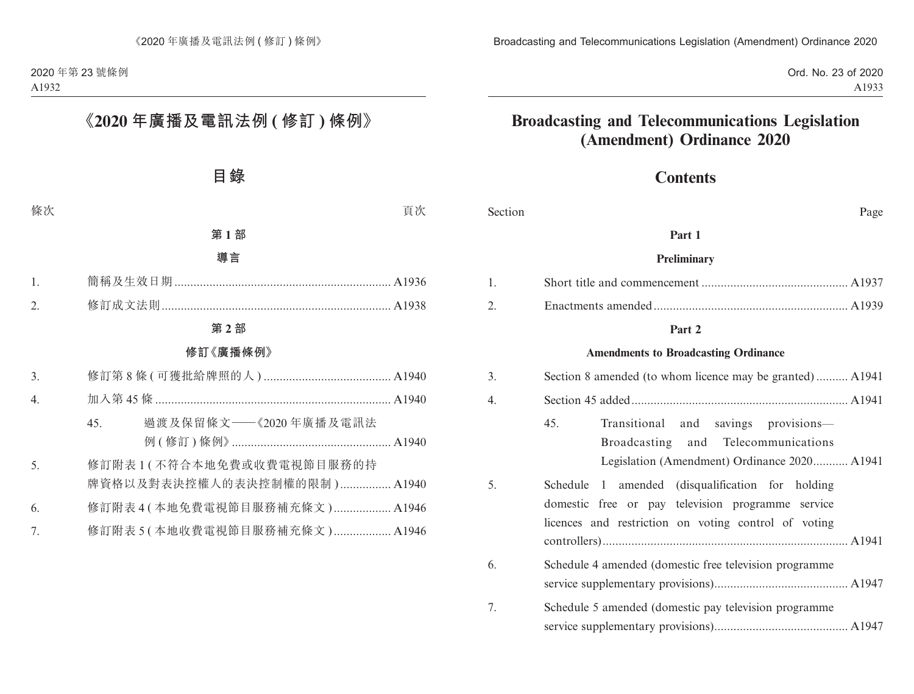# 《2020 年廣播及電訊法例 (修訂) 條例》

## 目錄

| 條次 | | 頁次 |
|---|---|---|
| | **第 1 部** | |
| | **導言** | |
| 1. | 簡稱及生效日期 | A1936 |
| 2. | 修訂成文法則 | A1938 |
| | **第 2 部** | |
| | **修訂《廣播條例》** | |
| 3. | 修訂第 8 條 (可獲批給牌照的人) | A1940 |
| 4. | 加入第 45 條 | A1940 |
| | 45. 過渡及保留條文——《2020 年廣播及電訊法例 (修訂) 條例》 | A1940 |
| 5. | 修訂附表 1 (不符合本地免費或收費電視節目服務的持牌資格以及對表決控權人的表決控制權的限制) | A1940 |
| 6. | 修訂附表 4 (本地免費電視節目服務補充條文) | A1946 |
| 7. | 修訂附表 5 (本地收費電視節目服務補充條文) | A1946 |

# Broadcasting and Telecommunications Legislation (Amendment) Ordinance 2020

## Contents

| Section | | Page |
|---|---|---|
| | **Part 1** | |
| | **Preliminary** | |
| 1. | Short title and commencement | A1937 |
| 2. | Enactments amended | A1939 |
| | **Part 2** | |
| | **Amendments to Broadcasting Ordinance** | |
| 3. | Section 8 amended (to whom licence may be granted) | A1941 |
| 4. | Section 45 added | A1941 |
| | 45. Transitional and savings provisions—Broadcasting and Telecommunications Legislation (Amendment) Ordinance 2020 | A1941 |
| 5. | Schedule 1 amended (disqualification for holding domestic free or pay television programme service licences and restriction on voting control of voting controllers) | A1941 |
| 6. | Schedule 4 amended (domestic free television programme service supplementary provisions) | A1947 |
| 7. | Schedule 5 amended (domestic pay television programme service supplementary provisions) | A1947 |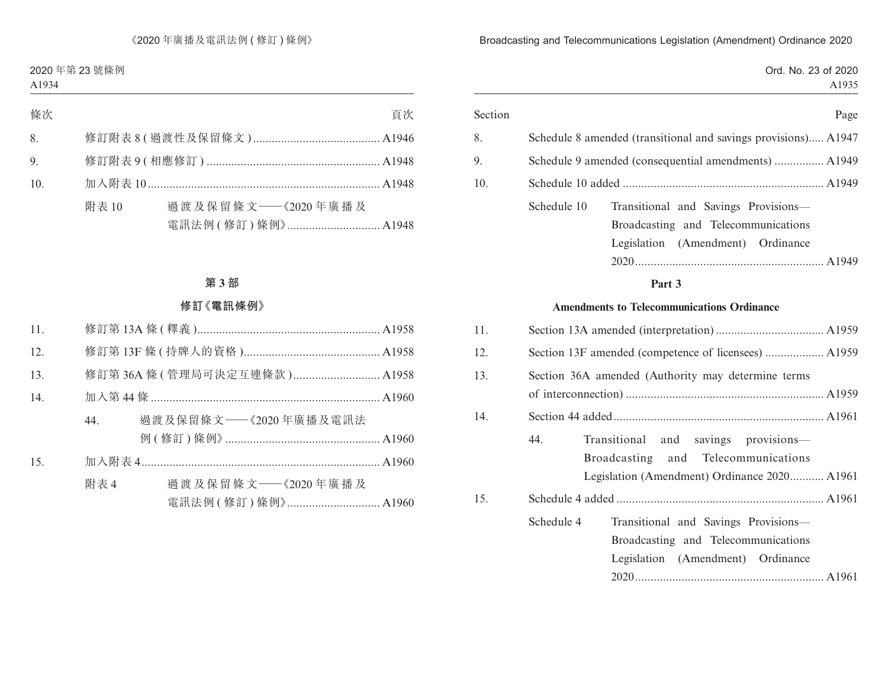| 條次 | | 頁次 |
|---|---|---|
| 8. | 修訂附表 8 ( 過渡性及保留條文 ) | A1946 |
| 9. | 修訂附表 9 ( 相應修訂 ) | A1948 |
| 10. | 加入附表 10 | A1948 |
| | 附表 10　過渡及保留條文——《2020 年廣播及電訊法例 ( 修訂 ) 條例》 | A1948 |

## 第 3 部

## 修訂《電訊條例》

| | | |
|---|---|---|
| 11. | 修訂第 13A 條 ( 釋義 ) | A1958 |
| 12. | 修訂第 13F 條 ( 持牌人的資格 ) | A1958 |
| 13. | 修訂第 36A 條 ( 管理局可決定互連條款 ) | A1958 |
| 14. | 加入第 44 條 | A1960 |
| | 44.　過渡及保留條文——《2020 年廣播及電訊法例 ( 修訂 ) 條例》 | A1960 |
| 15. | 加入附表 4 | A1960 |
| | 附表 4　過渡及保留條文——《2020 年廣播及電訊法例 ( 修訂 ) 條例》 | A1960 |

| Section | | Page |
|---|---|---|
| 8. | Schedule 8 amended (transitional and savings provisions) | A1947 |
| 9. | Schedule 9 amended (consequential amendments) | A1949 |
| 10. | Schedule 10 added | A1949 |
| | Schedule 10　Transitional and Savings Provisions—Broadcasting and Telecommunications Legislation (Amendment) Ordinance 2020 | A1949 |

## Part 3

## Amendments to Telecommunications Ordinance

| | | |
|---|---|---|
| 11. | Section 13A amended (interpretation) | A1959 |
| 12. | Section 13F amended (competence of licensees) | A1959 |
| 13. | Section 36A amended (Authority may determine terms of interconnection) | A1959 |
| 14. | Section 44 added | A1961 |
| | 44.　Transitional and savings provisions—Broadcasting and Telecommunications Legislation (Amendment) Ordinance 2020 | A1961 |
| 15. | Schedule 4 added | A1961 |
| | Schedule 4　Transitional and Savings Provisions—Broadcasting and Telecommunications Legislation (Amendment) Ordinance 2020 | A1961 |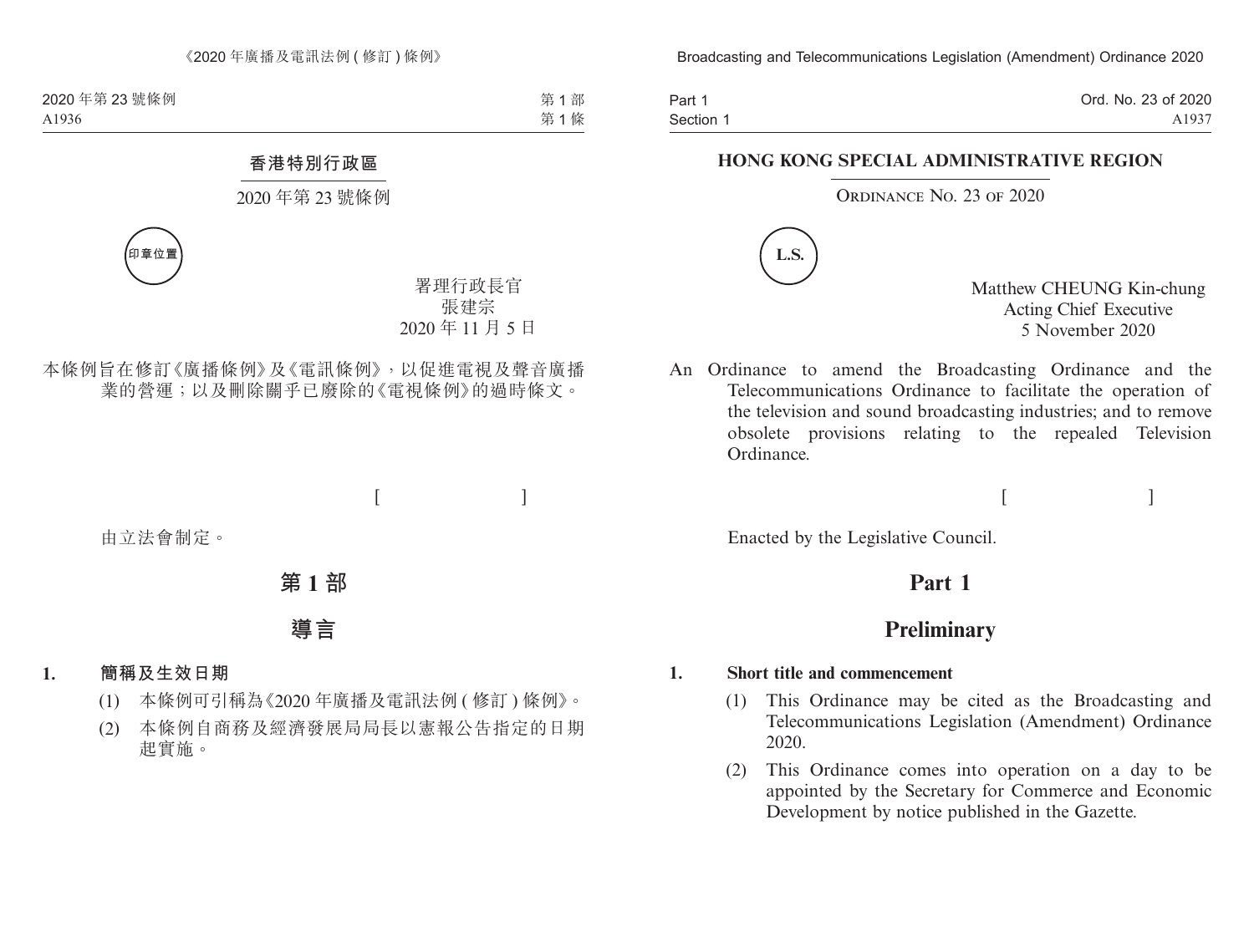**香港特別行政區**

2020 年第 23 號條例

印章位置

署理行政長官
張建宗
2020 年 11 月 5 日

本條例旨在修訂《廣播條例》及《電訊條例》，以促進電視及聲音廣播業的營運；以及刪除關乎已廢除的《電視條例》的過時條文。

[ ]

由立法會制定。

# 第 1 部

# 導言

**1. 簡稱及生效日期**

(1) 本條例可引稱為《2020 年廣播及電訊法例 ( 修訂 ) 條例》。

(2) 本條例自商務及經濟發展局局長以憲報公告指定的日期起實施。

**HONG KONG SPECIAL ADMINISTRATIVE REGION**

ORDINANCE NO. 23 OF 2020

L.S.

Matthew CHEUNG Kin-chung
Acting Chief Executive
5 November 2020

An Ordinance to amend the Broadcasting Ordinance and the Telecommunications Ordinance to facilitate the operation of the television and sound broadcasting industries; and to remove obsolete provisions relating to the repealed Television Ordinance.

[ ]

Enacted by the Legislative Council.

# Part 1

# Preliminary

**1. Short title and commencement**

(1) This Ordinance may be cited as the Broadcasting and Telecommunications Legislation (Amendment) Ordinance 2020.

(2) This Ordinance comes into operation on a day to be appointed by the Secretary for Commerce and Economic Development by notice published in the Gazette.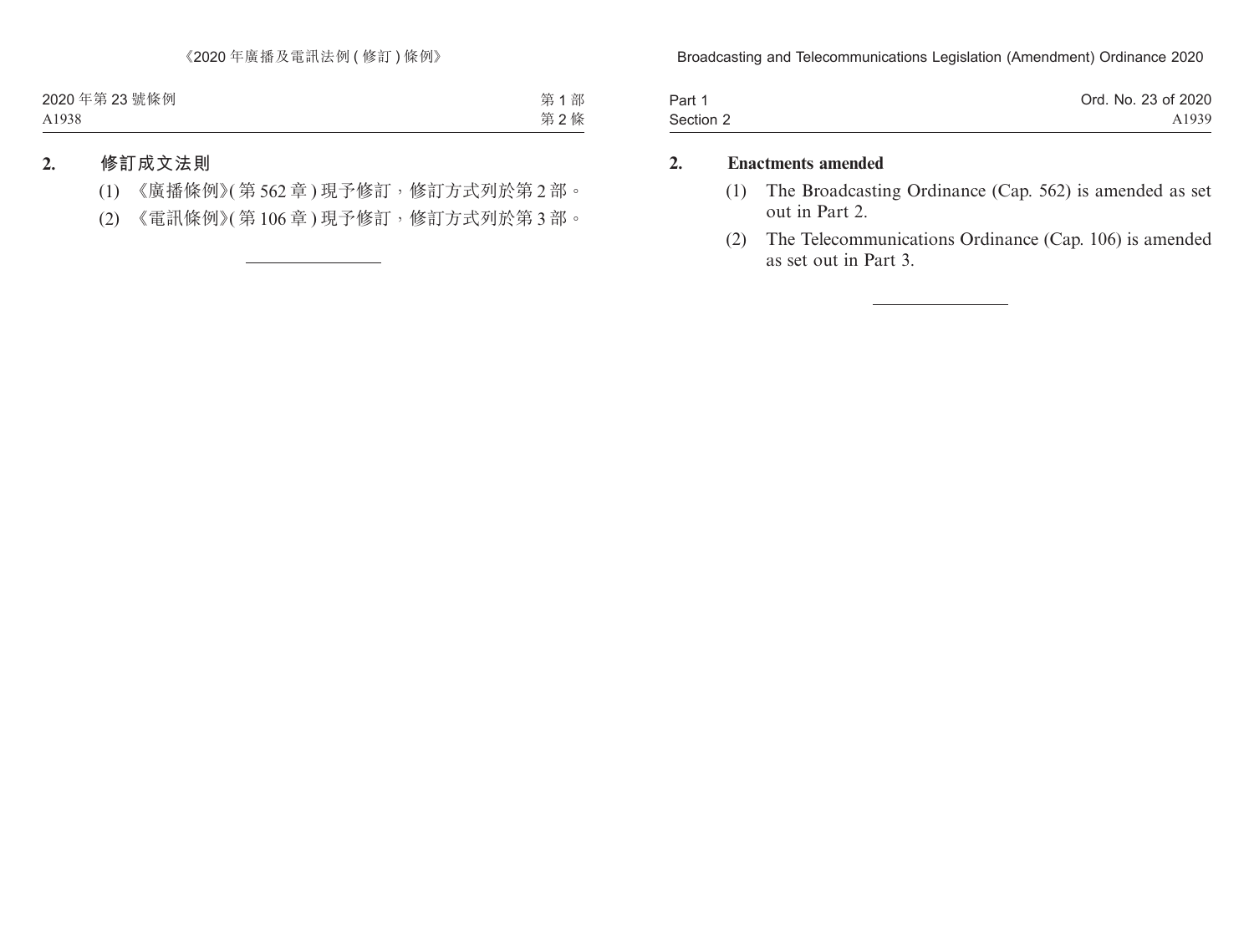## 2. 修訂成文法則

(1) 《廣播條例》(第 562 章) 現予修訂，修訂方式列於第 2 部。

(2) 《電訊條例》(第 106 章) 現予修訂，修訂方式列於第 3 部。

---

## 2. Enactments amended

(1) The Broadcasting Ordinance (Cap. 562) is amended as set out in Part 2.

(2) The Telecommunications Ordinance (Cap. 106) is amended as set out in Part 3.

---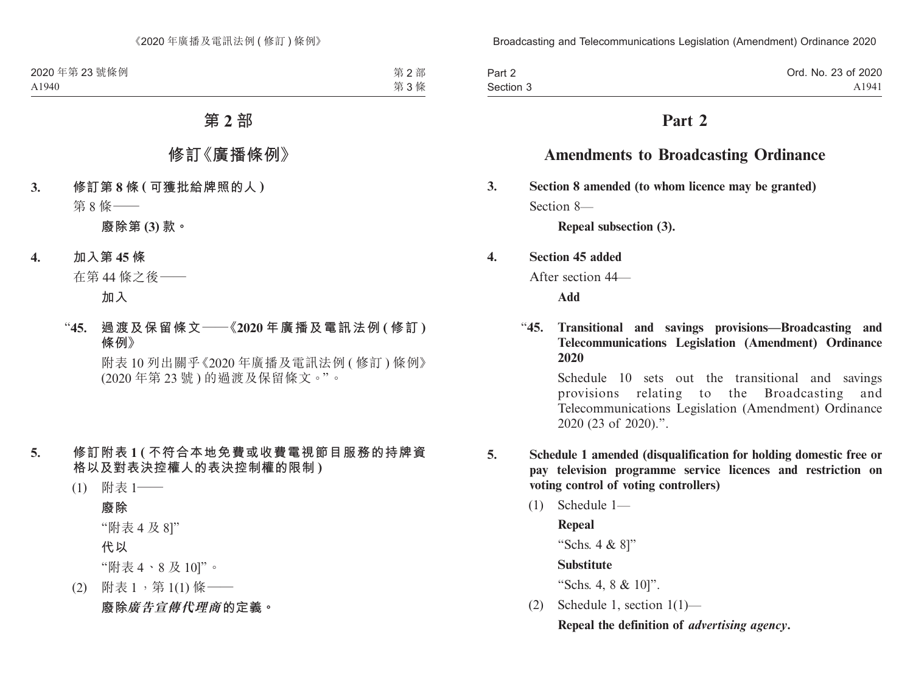# 第 2 部

## 修訂《廣播條例》

**3. 修訂第 8 條 (可獲批給牌照的人)**

第 8 條——

**廢除第 (3) 款。**

**4. 加入第 45 條**

在第 44 條之後——

**加入**

“**45. 過渡及保留條文——《2020 年廣播及電訊法例 (修訂) 條例》**

附表 10 列出關乎《2020 年廣播及電訊法例 (修訂) 條例》(2020 年第 23 號) 的過渡及保留條文。”。

**5. 修訂附表 1 (不符合本地免費或收費電視節目服務的持牌資格以及對表決控權人的表決控制權的限制)**

(1) 附表 1——

**廢除**

“附表 4 及 8]”

**代以**

“附表 4、8 及 10]”。

(2) 附表 1，第 1(1) 條——

**廢除*廣告宣傳代理商*的定義。**

# Part 2

## Amendments to Broadcasting Ordinance

**3. Section 8 amended (to whom licence may be granted)**

Section 8—

**Repeal subsection (3).**

**4. Section 45 added**

After section 44—

**Add**

“**45. Transitional and savings provisions—Broadcasting and Telecommunications Legislation (Amendment) Ordinance 2020**

Schedule 10 sets out the transitional and savings provisions relating to the Broadcasting and Telecommunications Legislation (Amendment) Ordinance 2020 (23 of 2020).”.

**5. Schedule 1 amended (disqualification for holding domestic free or pay television programme service licences and restriction on voting control of voting controllers)**

(1) Schedule 1—

**Repeal**

“Schs. 4 & 8]”

**Substitute**

“Schs. 4, 8 & 10]”.

(2) Schedule 1, section 1(1)—

**Repeal the definition of *advertising agency*.**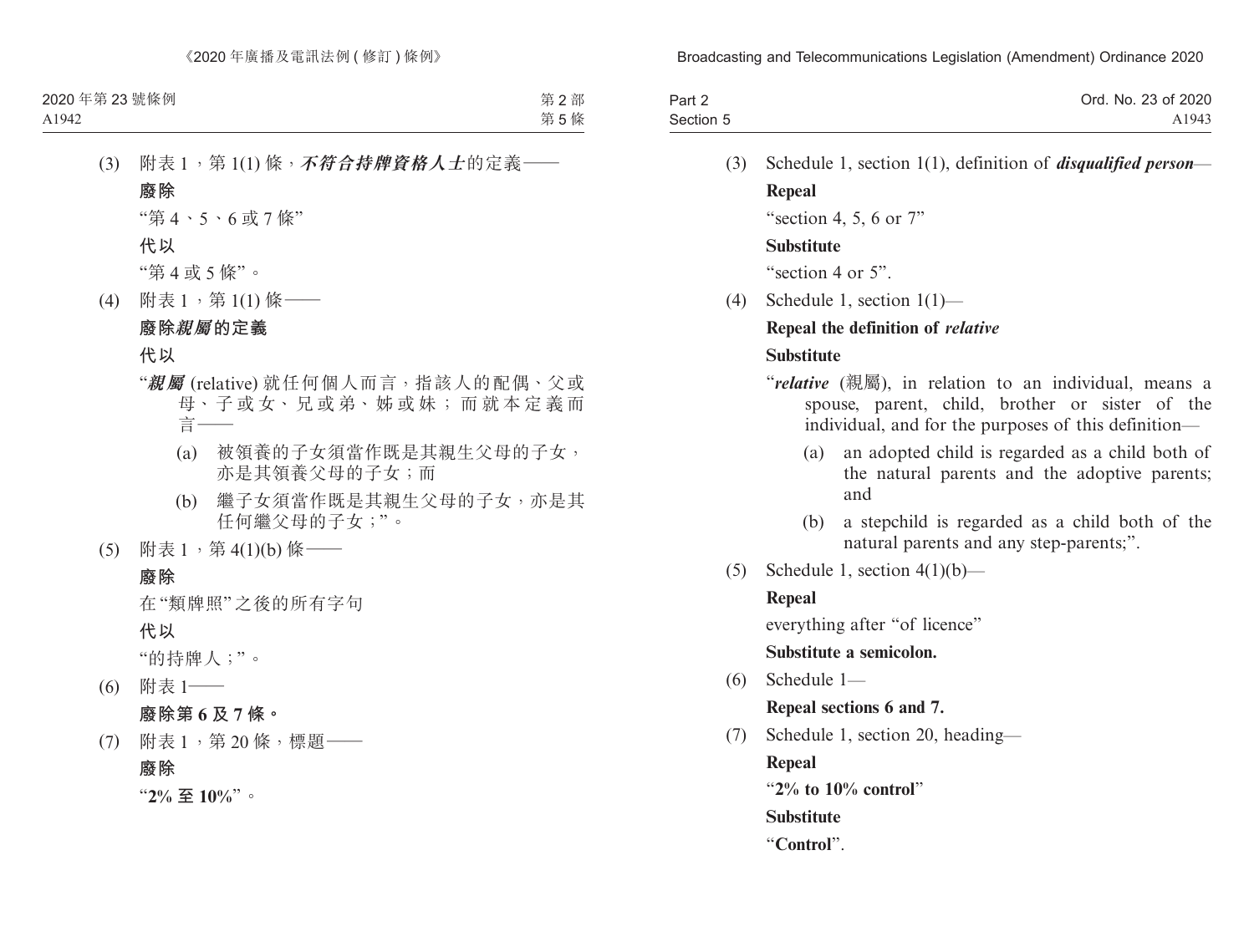(3) 附表 1，第 1(1) 條，***不符合持牌資格人士***的定義——

**廢除**

“第 4、5、6 或 7 條”

**代以**

“第 4 或 5 條”。

(4) 附表 1，第 1(1) 條——

**廢除*親屬*的定義**

**代以**

“***親屬*** (relative) 就任何個人而言，指該人的配偶、父或母、子或女、兄或弟、姊或妹；而就本定義而言——

(a) 被領養的子女須當作既是其親生父母的子女，亦是其領養父母的子女；而

(b) 繼子女須當作既是其親生父母的子女，亦是其任何繼父母的子女；”。

(5) 附表 1，第 4(1)(b) 條——

**廢除**

在“類牌照”之後的所有字句

**代以**

“的持牌人；”。

(6) 附表 1——

**廢除第 6 及 7 條。**

(7) 附表 1，第 20 條，標題——

**廢除**

“**2% 至 10%**”。

(3) Schedule 1, section 1(1), definition of ***disqualified person***—

**Repeal**

“section 4, 5, 6 or 7”

**Substitute**

“section 4 or 5”.

(4) Schedule 1, section 1(1)—

**Repeal the definition of *relative***

**Substitute**

“***relative*** (親屬), in relation to an individual, means a spouse, parent, child, brother or sister of the individual, and for the purposes of this definition—

(a) an adopted child is regarded as a child both of the natural parents and the adoptive parents; and

(b) a stepchild is regarded as a child both of the natural parents and any step-parents;”.

(5) Schedule 1, section 4(1)(b)—

**Repeal**

everything after “of licence”

**Substitute a semicolon.**

(6) Schedule 1—

**Repeal sections 6 and 7.**

(7) Schedule 1, section 20, heading—

**Repeal**

“**2% to 10% control**”

**Substitute**

“**Control**”.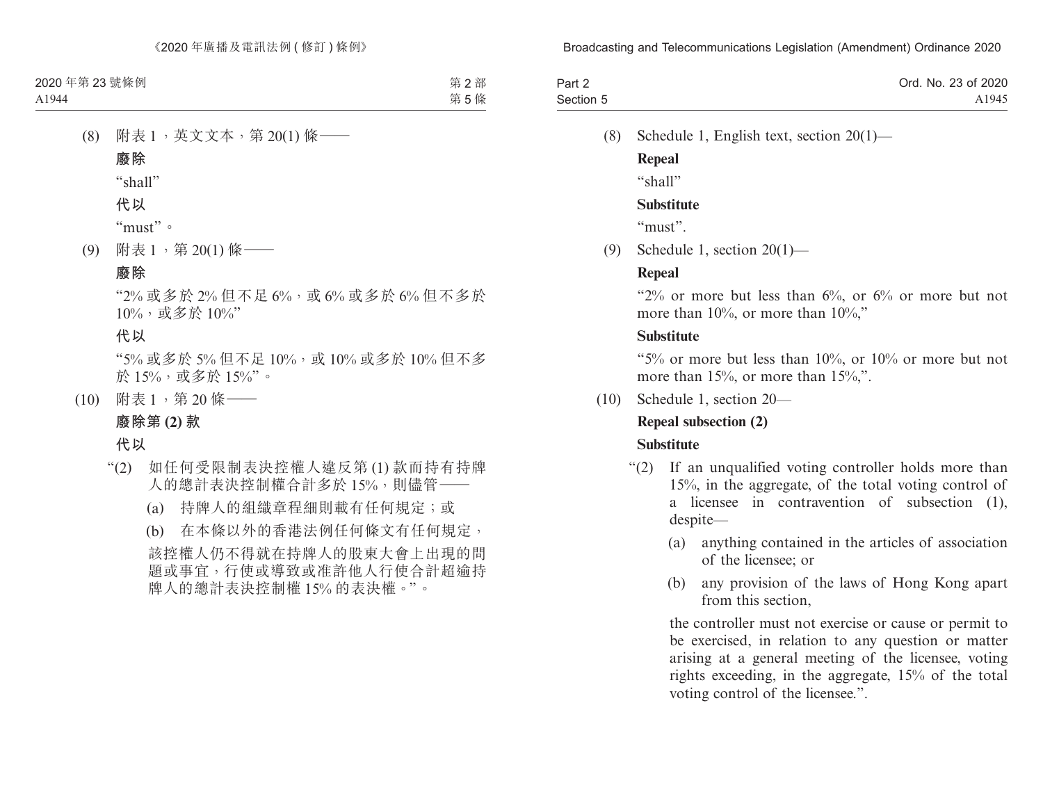(8) 附表 1，英文文本，第 20(1) 條——

**廢除**

"shall"

**代以**

"must"。

(9) 附表 1，第 20(1) 條——

**廢除**

"2% 或多於 2% 但不足 6%，或 6% 或多於 6% 但不多於 10%，或多於 10%"

**代以**

"5% 或多於 5% 但不足 10%，或 10% 或多於 10% 但不多於 15%，或多於 15%"。

(10) 附表 1，第 20 條——

**廢除第 (2) 款**

**代以**

"(2) 如任何受限制表決控權人違反第 (1) 款而持有持牌人的總計表決控制權合計多於 15%，則儘管——

(a) 持牌人的組織章程細則載有任何規定；或

(b) 在本條以外的香港法例任何條文有任何規定，

該控權人仍不得就在持牌人的股東大會上出現的問題或事宜，行使或導致或准許他人行使合計超逾持牌人的總計表決控制權 15% 的表決權。"。

(8) Schedule 1, English text, section 20(1)—

**Repeal**

"shall"

**Substitute**

"must".

(9) Schedule 1, section 20(1)—

**Repeal**

"2% or more but less than 6%, or 6% or more but not more than 10%, or more than 10%,"

**Substitute**

"5% or more but less than 10%, or 10% or more but not more than 15%, or more than 15%,".

(10) Schedule 1, section 20—

**Repeal subsection (2)**

**Substitute**

"(2) If an unqualified voting controller holds more than 15%, in the aggregate, of the total voting control of a licensee in contravention of subsection (1), despite—

(a) anything contained in the articles of association of the licensee; or

(b) any provision of the laws of Hong Kong apart from this section,

the controller must not exercise or cause or permit to be exercised, in relation to any question or matter arising at a general meeting of the licensee, voting rights exceeding, in the aggregate, 15% of the total voting control of the licensee.".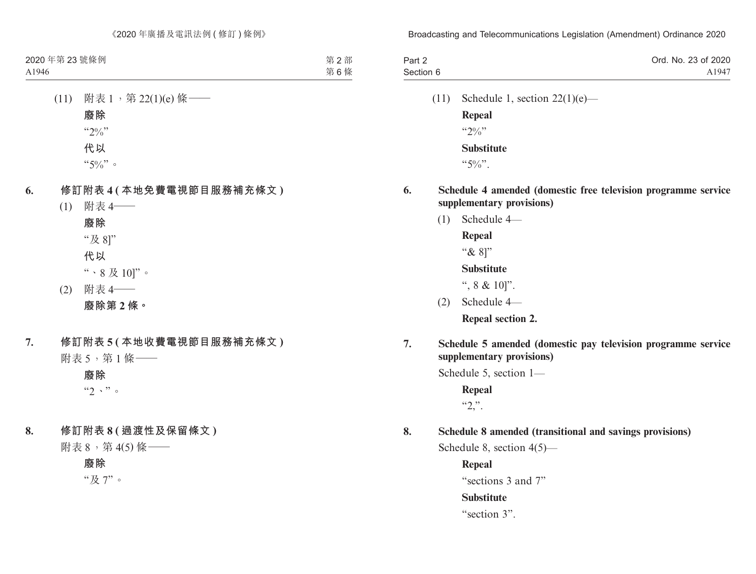(11) 附表 1，第 22(1)(e) 條——

**廢除**

“2%”

**代以**

“5%”。

**6. 修訂附表 4 (本地免費電視節目服務補充條文)**

(1) 附表 4——

**廢除**

“及 8]”

**代以**

“、8 及 10]”。

(2) 附表 4——

**廢除第 2 條。**

**7. 修訂附表 5 (本地收費電視節目服務補充條文)**

附表 5，第 1 條——

**廢除**

“2、”。

**8. 修訂附表 8 (過渡性及保留條文)**

附表 8，第 4(5) 條——

**廢除**

“及 7”。

(11) Schedule 1, section 22(1)(e)—

**Repeal**

“2%”

**Substitute**

“5%”.

**6. Schedule 4 amended (domestic free television programme service supplementary provisions)**

(1) Schedule 4—

**Repeal**

“& 8]”

**Substitute**

“, 8 & 10]”.

(2) Schedule 4—

**Repeal section 2.**

**7. Schedule 5 amended (domestic pay television programme service supplementary provisions)**

Schedule 5, section 1—

**Repeal**

“2,”.

**8. Schedule 8 amended (transitional and savings provisions)**

Schedule 8, section 4(5)—

**Repeal**

“sections 3 and 7”

**Substitute**

“section 3”.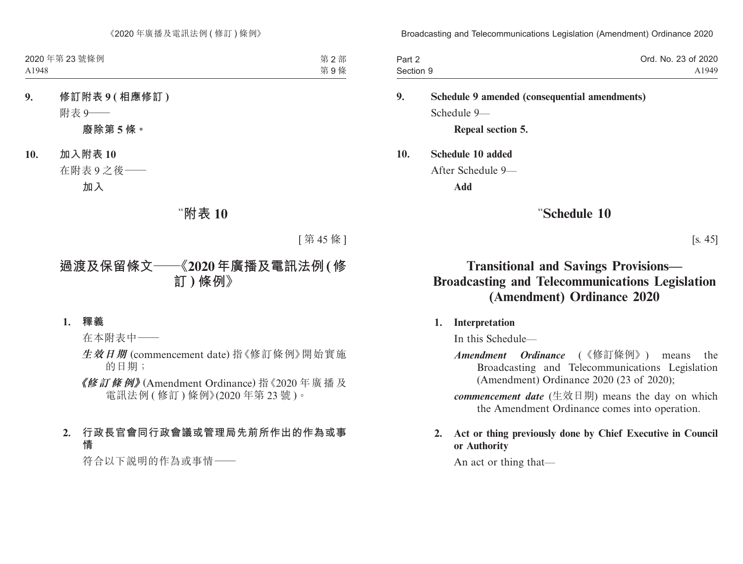**9. 修訂附表 9 ( 相應修訂 )**

附表 9——

**廢除第 5 條。**

**10. 加入附表 10**

在附表 9 之後——

**加入**

# “附表 10

[ 第 45 條 ]

# 過渡及保留條文——《2020 年廣播及電訊法例 ( 修訂 ) 條例》

**1. 釋義**

在本附表中——

***生效日期*** (commencement date) 指《修訂條例》開始實施的日期；

***《修訂條例》*** (Amendment Ordinance) 指《2020 年廣播及電訊法例 ( 修訂 ) 條例》(2020 年第 23 號 )。

**2. 行政長官會同行政會議或管理局先前所作出的作為或事情**

符合以下說明的作為或事情——

**9. Schedule 9 amended (consequential amendments)**

Schedule 9—

**Repeal section 5.**

**10. Schedule 10 added**

After Schedule 9—

**Add**

# “Schedule 10

[s. 45]

# Transitional and Savings Provisions—Broadcasting and Telecommunications Legislation (Amendment) Ordinance 2020

**1. Interpretation**

In this Schedule—

***Amendment Ordinance*** (《修訂條例》) means the Broadcasting and Telecommunications Legislation (Amendment) Ordinance 2020 (23 of 2020);

***commencement date*** (生效日期) means the day on which the Amendment Ordinance comes into operation.

**2. Act or thing previously done by Chief Executive in Council or Authority**

An act or thing that—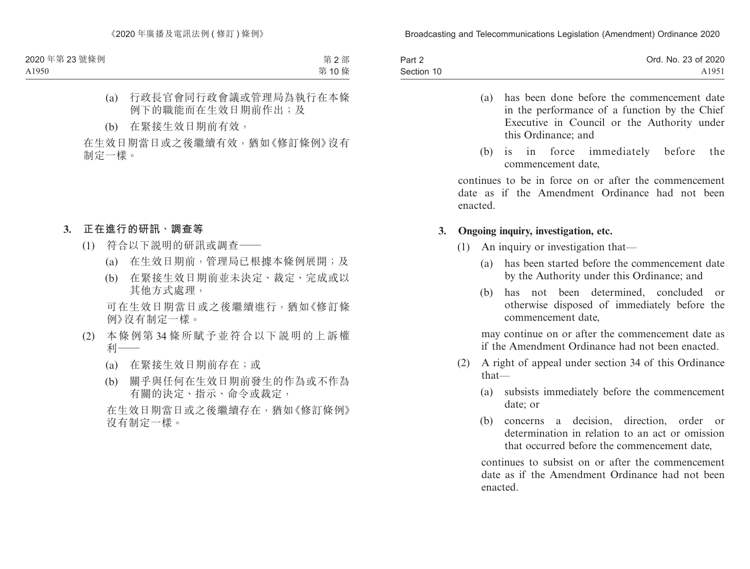(a) 行政長官會同行政會議或管理局為執行在本條例下的職能而在生效日期前作出；及

(b) 在緊接生效日期前有效，

在生效日期當日或之後繼續有效，猶如《修訂條例》沒有制定一樣。

**3. 正在進行的研訊、調查等**

(1) 符合以下說明的研訊或調查——

(a) 在生效日期前，管理局已根據本條例展開；及

(b) 在緊接生效日期前並未決定、裁定、完成或以其他方式處理，

可在生效日期當日或之後繼續進行，猶如《修訂條例》沒有制定一樣。

(2) 本條例第 34 條所賦予並符合以下說明的上訴權利——

(a) 在緊接生效日期前存在；或

(b) 關乎與任何在生效日期前發生的作為或不作為有關的決定、指示、命令或裁定，

在生效日期當日或之後繼續存在，猶如《修訂條例》沒有制定一樣。

(a) has been done before the commencement date in the performance of a function by the Chief Executive in Council or the Authority under this Ordinance; and

(b) is in force immediately before the commencement date,

continues to be in force on or after the commencement date as if the Amendment Ordinance had not been enacted.

**3. Ongoing inquiry, investigation, etc.**

(1) An inquiry or investigation that—

(a) has been started before the commencement date by the Authority under this Ordinance; and

(b) has not been determined, concluded or otherwise disposed of immediately before the commencement date,

may continue on or after the commencement date as if the Amendment Ordinance had not been enacted.

(2) A right of appeal under section 34 of this Ordinance that—

(a) subsists immediately before the commencement date; or

(b) concerns a decision, direction, order or determination in relation to an act or omission that occurred before the commencement date,

continues to subsist on or after the commencement date as if the Amendment Ordinance had not been enacted.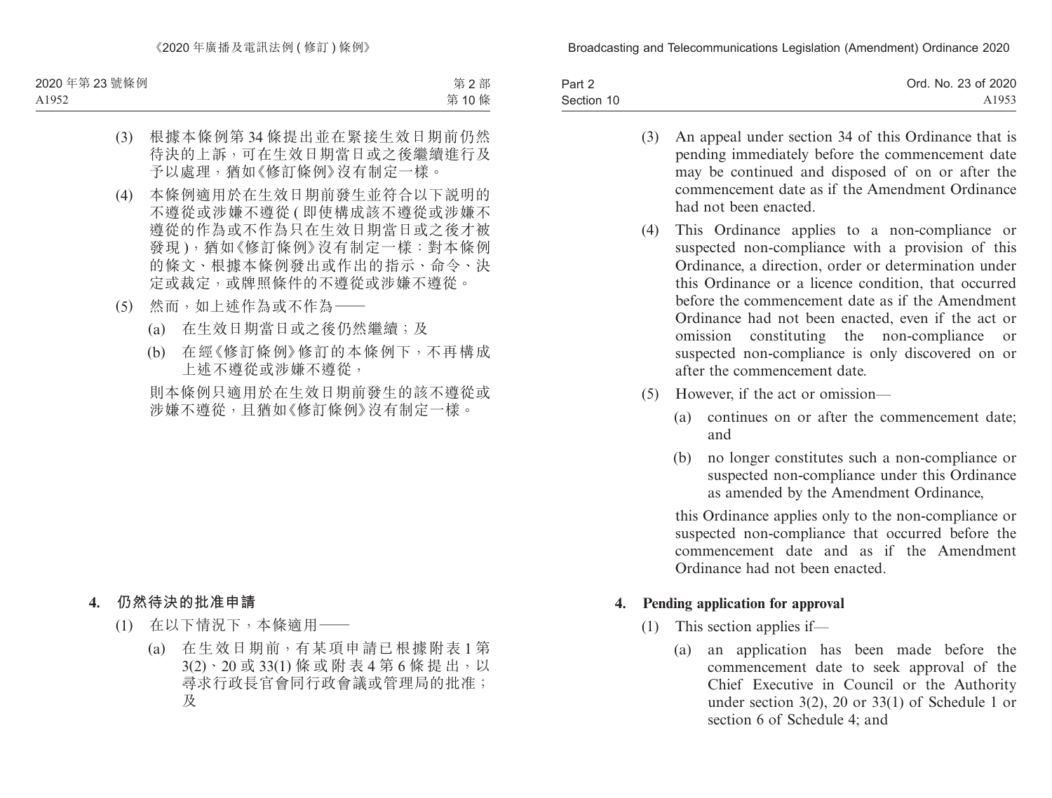(3) 根據本條例第 34 條提出並在緊接生效日期前仍然待決的上訴，可在生效日期當日或之後繼續進行及予以處理，猶如《修訂條例》沒有制定一樣。

(4) 本條例適用於在生效日期前發生並符合以下說明的不遵從或涉嫌不遵從 (即使構成該不遵從或涉嫌不遵從的作為或不作為只在生效日期當日或之後才被發現)，猶如《修訂條例》沒有制定一樣：對本條例的條文、根據本條例發出或作出的指示、命令、決定或裁定，或牌照條件的不遵從或涉嫌不遵從。

(5) 然而，如上述作為或不作為——

  (a) 在生效日期當日或之後仍然繼續；及

  (b) 在經《修訂條例》修訂的本條例下，不再構成上述不遵從或涉嫌不遵從，

則本條例只適用於在生效日期前發生的該不遵從或涉嫌不遵從，且猶如《修訂條例》沒有制定一樣。

**4. 仍然待決的批准申請**

(1) 在以下情況下，本條適用——

  (a) 在生效日期前，有某項申請已根據附表 1 第 3(2)、20 或 33(1) 條或附表 4 第 6 條提出，以尋求行政長官會同行政會議或管理局的批准；及

(3) An appeal under section 34 of this Ordinance that is pending immediately before the commencement date may be continued and disposed of on or after the commencement date as if the Amendment Ordinance had not been enacted.

(4) This Ordinance applies to a non-compliance or suspected non-compliance with a provision of this Ordinance, a direction, order or determination under this Ordinance or a licence condition, that occurred before the commencement date as if the Amendment Ordinance had not been enacted, even if the act or omission constituting the non-compliance or suspected non-compliance is only discovered on or after the commencement date.

(5) However, if the act or omission—

  (a) continues on or after the commencement date; and

  (b) no longer constitutes such a non-compliance or suspected non-compliance under this Ordinance as amended by the Amendment Ordinance,

this Ordinance applies only to the non-compliance or suspected non-compliance that occurred before the commencement date and as if the Amendment Ordinance had not been enacted.

**4. Pending application for approval**

(1) This section applies if—

  (a) an application has been made before the commencement date to seek approval of the Chief Executive in Council or the Authority under section 3(2), 20 or 33(1) of Schedule 1 or section 6 of Schedule 4; and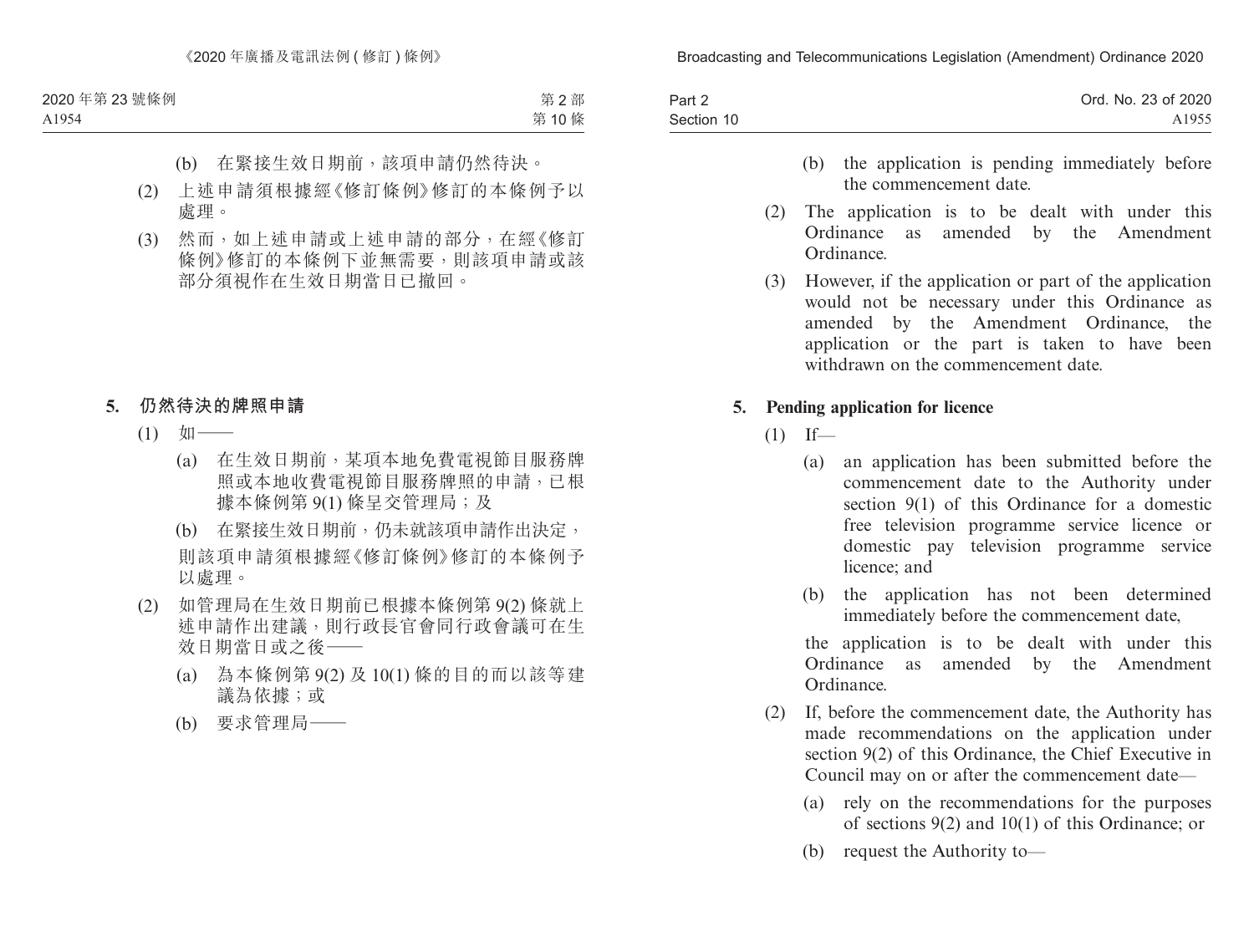(b) 在緊接生效日期前，該項申請仍然待決。

(2) 上述申請須根據經《修訂條例》修訂的本條例予以處理。

(3) 然而，如上述申請或上述申請的部分，在經《修訂條例》修訂的本條例下並無需要，則該項申請或該部分須視作在生效日期當日已撤回。

**5. 仍然待決的牌照申請**

(1) 如——

(a) 在生效日期前，某項本地免費電視節目服務牌照或本地收費電視節目服務牌照的申請，已根據本條例第 9(1) 條呈交管理局；及

(b) 在緊接生效日期前，仍未就該項申請作出決定，

則該項申請須根據經《修訂條例》修訂的本條例予以處理。

(2) 如管理局在生效日期前已根據本條例第 9(2) 條就上述申請作出建議，則行政長官會同行政會議可在生效日期當日或之後——

(a) 為本條例第 9(2) 及 10(1) 條的目的而以該等建議為依據；或

(b) 要求管理局——

(b) the application is pending immediately before the commencement date.

(2) The application is to be dealt with under this Ordinance as amended by the Amendment Ordinance.

(3) However, if the application or part of the application would not be necessary under this Ordinance as amended by the Amendment Ordinance, the application or the part is taken to have been withdrawn on the commencement date.

**5. Pending application for licence**

(1) If—

(a) an application has been submitted before the commencement date to the Authority under section 9(1) of this Ordinance for a domestic free television programme service licence or domestic pay television programme service licence; and

(b) the application has not been determined immediately before the commencement date,

the application is to be dealt with under this Ordinance as amended by the Amendment Ordinance.

(2) If, before the commencement date, the Authority has made recommendations on the application under section 9(2) of this Ordinance, the Chief Executive in Council may on or after the commencement date—

(a) rely on the recommendations for the purposes of sections 9(2) and 10(1) of this Ordinance; or

(b) request the Authority to—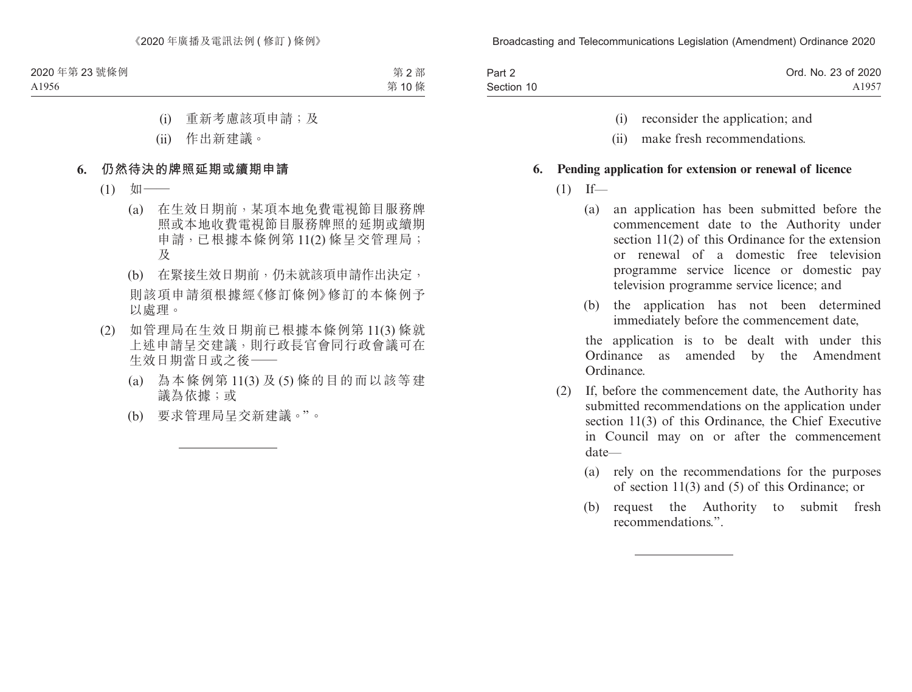(i) 重新考慮該項申請；及

(ii) 作出新建議。

**6. 仍然待決的牌照延期或續期申請**

(1) 如——

(a) 在生效日期前，某項本地免費電視節目服務牌照或本地收費電視節目服務牌照的延期或續期申請，已根據本條例第 11(2) 條呈交管理局；及

(b) 在緊接生效日期前，仍未就該項申請作出決定，

則該項申請須根據經《修訂條例》修訂的本條例予以處理。

(2) 如管理局在生效日期前已根據本條例第 11(3) 條就上述申請呈交建議，則行政長官會同行政會議可在生效日期當日或之後——

(a) 為本條例第 11(3) 及 (5) 條的目的而以該等建議為依據；或

(b) 要求管理局呈交新建議。”。

---

(i) reconsider the application; and

(ii) make fresh recommendations.

**6. Pending application for extension or renewal of licence**

(1) If—

(a) an application has been submitted before the commencement date to the Authority under section 11(2) of this Ordinance for the extension or renewal of a domestic free television programme service licence or domestic pay television programme service licence; and

(b) the application has not been determined immediately before the commencement date,

the application is to be dealt with under this Ordinance as amended by the Amendment Ordinance.

(2) If, before the commencement date, the Authority has submitted recommendations on the application under section 11(3) of this Ordinance, the Chief Executive in Council may on or after the commencement date—

(a) rely on the recommendations for the purposes of section 11(3) and (5) of this Ordinance; or

(b) request the Authority to submit fresh recommendations.”.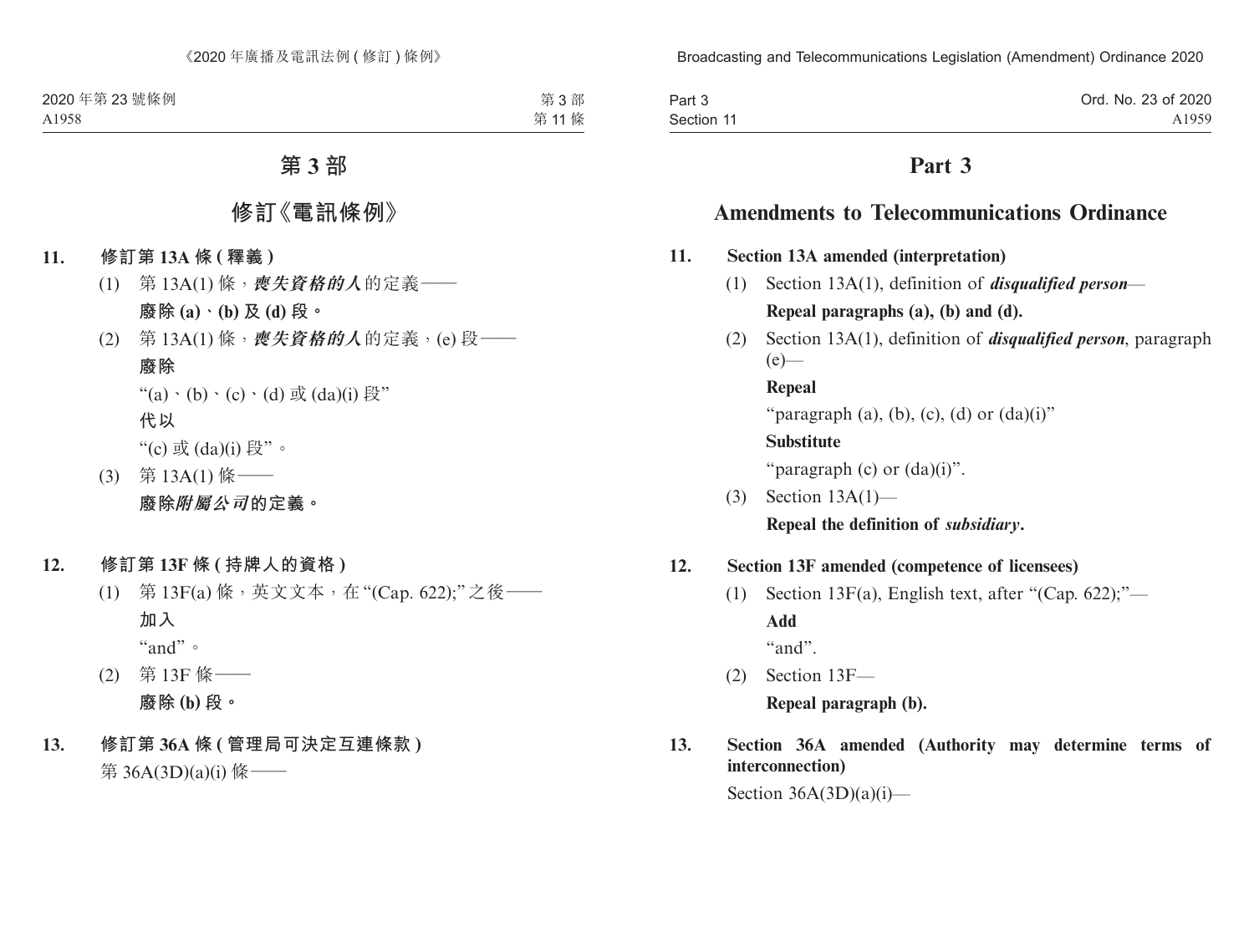# 第 3 部

## 修訂《電訊條例》

**11. 修訂第 13A 條 (釋義)**

(1) 第 13A(1) 條，***喪失資格的人***的定義——

**廢除 (a)、(b) 及 (d) 段。**

(2) 第 13A(1) 條，***喪失資格的人***的定義，(e) 段——

**廢除**

"(a)、(b)、(c)、(d) 或 (da)(i) 段"

**代以**

"(c) 或 (da)(i) 段"。

(3) 第 13A(1) 條——

**廢除*附屬公司*的定義。**

**12. 修訂第 13F 條 (持牌人的資格)**

(1) 第 13F(a) 條，英文文本，在 "(Cap. 622);" 之後——

**加入**

"and"。

(2) 第 13F 條——

**廢除 (b) 段。**

**13. 修訂第 36A 條 (管理局可決定互連條款)**

第 36A(3D)(a)(i) 條——

# Part 3

## Amendments to Telecommunications Ordinance

**11. Section 13A amended (interpretation)**

(1) Section 13A(1), definition of ***disqualified person***—

**Repeal paragraphs (a), (b) and (d).**

(2) Section 13A(1), definition of ***disqualified person***, paragraph (e)—

**Repeal**

"paragraph (a), (b), (c), (d) or (da)(i)"

**Substitute**

"paragraph (c) or (da)(i)".

(3) Section 13A(1)—

**Repeal the definition of *subsidiary*.**

**12. Section 13F amended (competence of licensees)**

(1) Section 13F(a), English text, after "(Cap. 622);"—

**Add**

"and".

(2) Section 13F—

**Repeal paragraph (b).**

**13. Section 36A amended (Authority may determine terms of interconnection)**

Section 36A(3D)(a)(i)—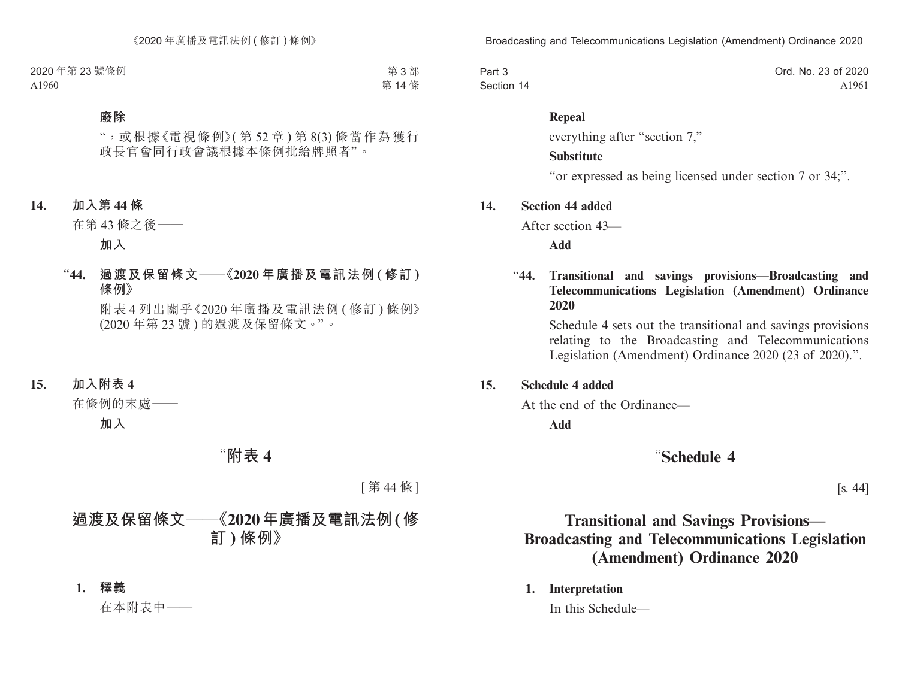**廢除**

“，或根據《電視條例》(第 52 章) 第 8(3) 條當作為獲行政長官會同行政會議根據本條例批給牌照者”。

**14. 加入第 44 條**

在第 43 條之後——

**加入**

“**44. 過渡及保留條文——《2020 年廣播及電訊法例 (修訂) 條例》**

附表 4 列出關乎《2020 年廣播及電訊法例 (修訂) 條例》(2020 年第 23 號) 的過渡及保留條文。”。

**15. 加入附表 4**

在條例的末處——

**加入**

## “附表 4

[第 44 條]

## 過渡及保留條文——《2020 年廣播及電訊法例 (修訂) 條例》

**1. 釋義**

在本附表中——

**Repeal**

everything after “section 7,”

**Substitute**

“or expressed as being licensed under section 7 or 34;”.

**14. Section 44 added**

After section 43—

**Add**

“**44. Transitional and savings provisions—Broadcasting and Telecommunications Legislation (Amendment) Ordinance 2020**

Schedule 4 sets out the transitional and savings provisions relating to the Broadcasting and Telecommunications Legislation (Amendment) Ordinance 2020 (23 of 2020).”.

**15. Schedule 4 added**

At the end of the Ordinance—

**Add**

## “Schedule 4

[s. 44]

## Transitional and Savings Provisions—Broadcasting and Telecommunications Legislation (Amendment) Ordinance 2020

**1. Interpretation**

In this Schedule—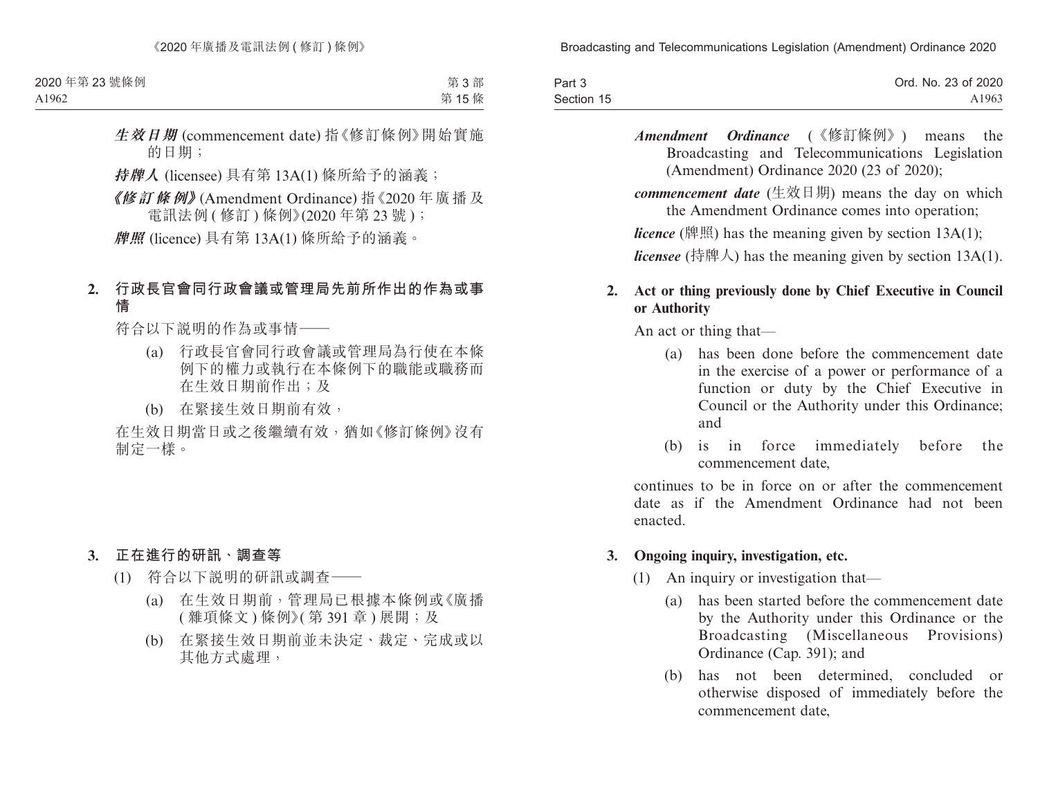***生效日期*** (commencement date) 指《修訂條例》開始實施的日期；

***持牌人*** (licensee) 具有第 13A(1) 條所給予的涵義；

***《修訂條例》*** (Amendment Ordinance) 指《2020 年廣播及電訊法例 ( 修訂 ) 條例》(2020 年第 23 號 )；

***牌照*** (licence) 具有第 13A(1) 條所給予的涵義。

**2. 行政長官會同行政會議或管理局先前所作出的作為或事情**

符合以下說明的作為或事情——

(a) 行政長官會同行政會議或管理局為行使在本條例下的權力或執行在本條例下的職能或職務而在生效日期前作出；及

(b) 在緊接生效日期前有效，

在生效日期當日或之後繼續有效，猶如《修訂條例》沒有制定一樣。

**3. 正在進行的研訊、調查等**

(1) 符合以下說明的研訊或調查——

(a) 在生效日期前，管理局已根據本條例或《廣播 ( 雜項條文 ) 條例》( 第 391 章 ) 展開；及

(b) 在緊接生效日期前並未決定、裁定、完成或以其他方式處理，

***Amendment Ordinance*** (《修訂條例》) means the Broadcasting and Telecommunications Legislation (Amendment) Ordinance 2020 (23 of 2020);

***commencement date*** (生效日期) means the day on which the Amendment Ordinance comes into operation;

***licence*** (牌照) has the meaning given by section 13A(1);

***licensee*** (持牌人) has the meaning given by section 13A(1).

**2. Act or thing previously done by Chief Executive in Council or Authority**

An act or thing that—

(a) has been done before the commencement date in the exercise of a power or performance of a function or duty by the Chief Executive in Council or the Authority under this Ordinance; and

(b) is in force immediately before the commencement date,

continues to be in force on or after the commencement date as if the Amendment Ordinance had not been enacted.

**3. Ongoing inquiry, investigation, etc.**

(1) An inquiry or investigation that—

(a) has been started before the commencement date by the Authority under this Ordinance or the Broadcasting (Miscellaneous Provisions) Ordinance (Cap. 391); and

(b) has not been determined, concluded or otherwise disposed of immediately before the commencement date,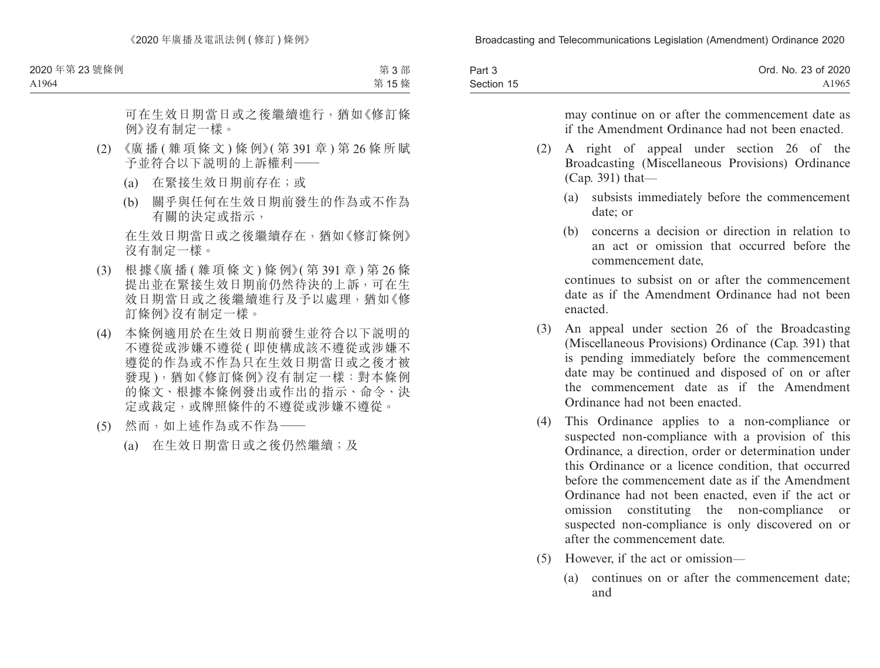可在生效日期當日或之後繼續進行，猶如《修訂條例》沒有制定一樣。

(2) 《廣播(雜項條文)條例》(第391章)第26條所賦予並符合以下說明的上訴權利——

(a) 在緊接生效日期前存在；或

(b) 關乎與任何在生效日期前發生的作為或不作為有關的決定或指示，

在生效日期當日或之後繼續存在，猶如《修訂條例》沒有制定一樣。

(3) 根據《廣播(雜項條文)條例》(第391章)第26條提出並在緊接生效日期前仍然待決的上訴，可在生效日期當日或之後繼續進行及予以處理，猶如《修訂條例》沒有制定一樣。

(4) 本條例適用於在生效日期前發生並符合以下說明的不遵從或涉嫌不遵從(即使構成該不遵從或涉嫌不遵從的作為或不作為只在生效日期當日或之後才被發現)，猶如《修訂條例》沒有制定一樣：對本條例的條文、根據本條例發出或作出的指示、命令、決定或裁定，或牌照條件的不遵從或涉嫌不遵從。

(5) 然而，如上述作為或不作為——

(a) 在生效日期當日或之後仍然繼續；及

may continue on or after the commencement date as if the Amendment Ordinance had not been enacted.

(2) A right of appeal under section 26 of the Broadcasting (Miscellaneous Provisions) Ordinance (Cap. 391) that—

(a) subsists immediately before the commencement date; or

(b) concerns a decision or direction in relation to an act or omission that occurred before the commencement date,

continues to subsist on or after the commencement date as if the Amendment Ordinance had not been enacted.

(3) An appeal under section 26 of the Broadcasting (Miscellaneous Provisions) Ordinance (Cap. 391) that is pending immediately before the commencement date may be continued and disposed of on or after the commencement date as if the Amendment Ordinance had not been enacted.

(4) This Ordinance applies to a non-compliance or suspected non-compliance with a provision of this Ordinance, a direction, order or determination under this Ordinance or a licence condition, that occurred before the commencement date as if the Amendment Ordinance had not been enacted, even if the act or omission constituting the non-compliance or suspected non-compliance is only discovered on or after the commencement date.

(5) However, if the act or omission—

(a) continues on or after the commencement date; and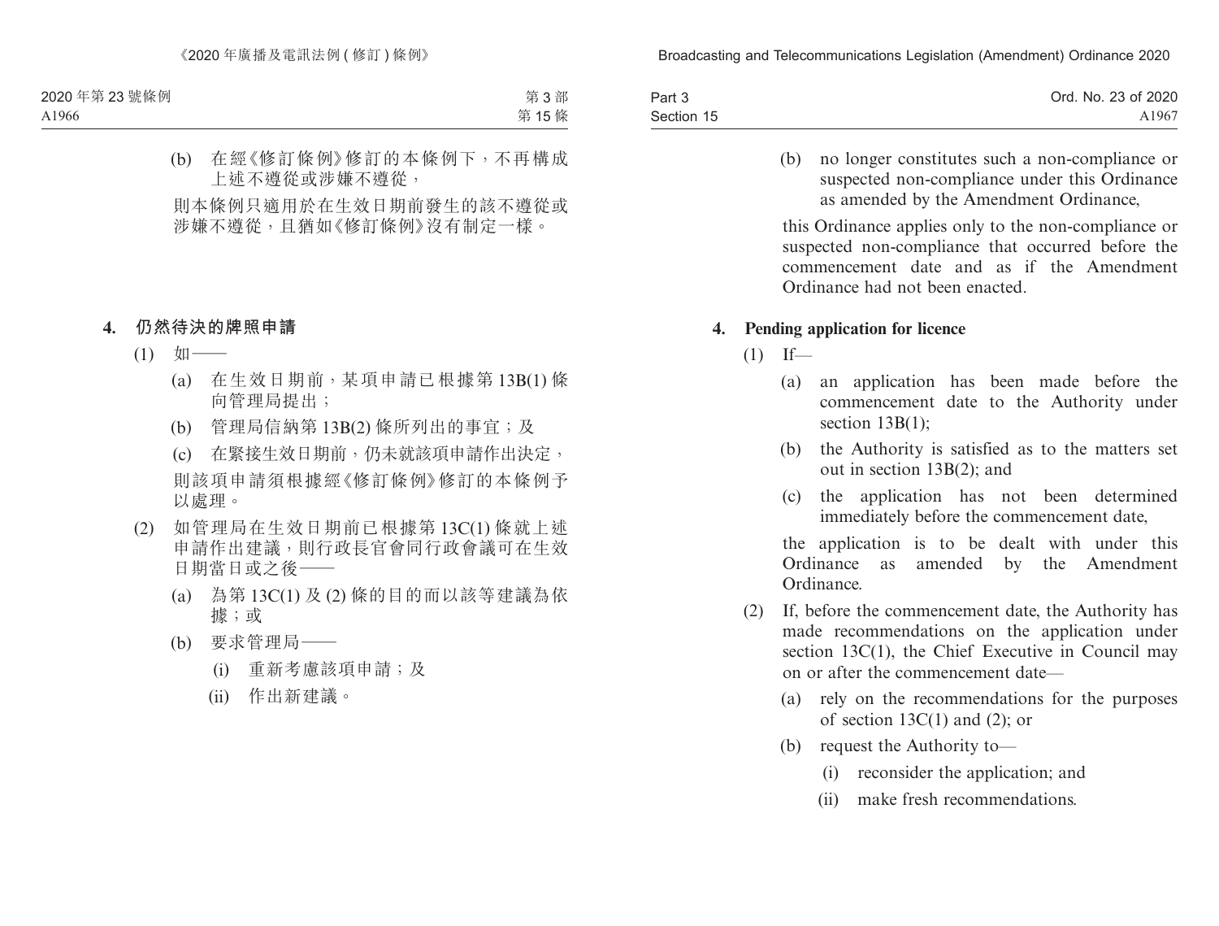(b) 在經《修訂條例》修訂的本條例下，不再構成上述不遵從或涉嫌不遵從，

則本條例只適用於在生效日期前發生的該不遵從或涉嫌不遵從，且猶如《修訂條例》沒有制定一樣。

**4. 仍然待決的牌照申請**

(1) 如——

(a) 在生效日期前，某項申請已根據第 13B(1) 條向管理局提出；

(b) 管理局信納第 13B(2) 條所列出的事宜；及

(c) 在緊接生效日期前，仍未就該項申請作出決定，

則該項申請須根據經《修訂條例》修訂的本條例予以處理。

(2) 如管理局在生效日期前已根據第 13C(1) 條就上述申請作出建議，則行政長官會同行政會議可在生效日期當日或之後——

(a) 為第 13C(1) 及 (2) 條的目的而以該等建議為依據；或

(b) 要求管理局——

(i) 重新考慮該項申請；及

(ii) 作出新建議。

(b) no longer constitutes such a non-compliance or suspected non-compliance under this Ordinance as amended by the Amendment Ordinance,

this Ordinance applies only to the non-compliance or suspected non-compliance that occurred before the commencement date and as if the Amendment Ordinance had not been enacted.

**4. Pending application for licence**

(1) If—

(a) an application has been made before the commencement date to the Authority under section 13B(1);

(b) the Authority is satisfied as to the matters set out in section 13B(2); and

(c) the application has not been determined immediately before the commencement date,

the application is to be dealt with under this Ordinance as amended by the Amendment Ordinance.

(2) If, before the commencement date, the Authority has made recommendations on the application under section 13C(1), the Chief Executive in Council may on or after the commencement date—

(a) rely on the recommendations for the purposes of section 13C(1) and (2); or

(b) request the Authority to—

(i) reconsider the application; and

(ii) make fresh recommendations.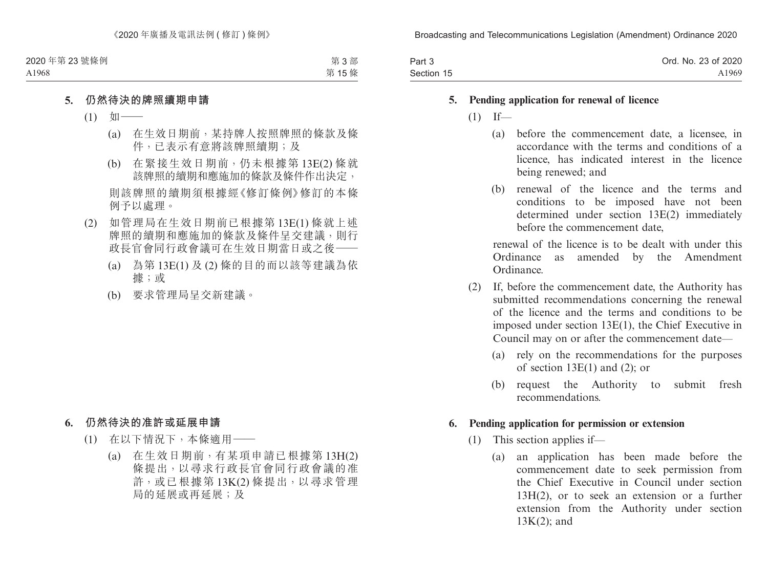## 5. 仍然待決的牌照續期申請

(1) 如——

(a) 在生效日期前，某持牌人按照牌照的條款及條件，已表示有意將該牌照續期；及

(b) 在緊接生效日期前，仍未根據第 13E(2) 條就該牌照的續期和應施加的條款及條件作出決定，

則該牌照的續期須根據經《修訂條例》修訂的本條例予以處理。

(2) 如管理局在生效日期前已根據第 13E(1) 條就上述牌照的續期和應施加的條款及條件呈交建議，則行政長官會同行政會議可在生效日期當日或之後——

(a) 為第 13E(1) 及 (2) 條的目的而以該等建議為依據；或

(b) 要求管理局呈交新建議。

## 6. 仍然待決的准許或延展申請

(1) 在以下情況下，本條適用——

(a) 在生效日期前，有某項申請已根據第 13H(2) 條提出，以尋求行政長官會同行政會議的准許，或已根據第 13K(2) 條提出，以尋求管理局的延展或再延展；及

## 5. Pending application for renewal of licence

(1) If—

(a) before the commencement date, a licensee, in accordance with the terms and conditions of a licence, has indicated interest in the licence being renewed; and

(b) renewal of the licence and the terms and conditions to be imposed have not been determined under section 13E(2) immediately before the commencement date,

renewal of the licence is to be dealt with under this Ordinance as amended by the Amendment Ordinance.

(2) If, before the commencement date, the Authority has submitted recommendations concerning the renewal of the licence and the terms and conditions to be imposed under section 13E(1), the Chief Executive in Council may on or after the commencement date—

(a) rely on the recommendations for the purposes of section 13E(1) and (2); or

(b) request the Authority to submit fresh recommendations.

## 6. Pending application for permission or extension

(1) This section applies if—

(a) an application has been made before the commencement date to seek permission from the Chief Executive in Council under section 13H(2), or to seek an extension or a further extension from the Authority under section 13K(2); and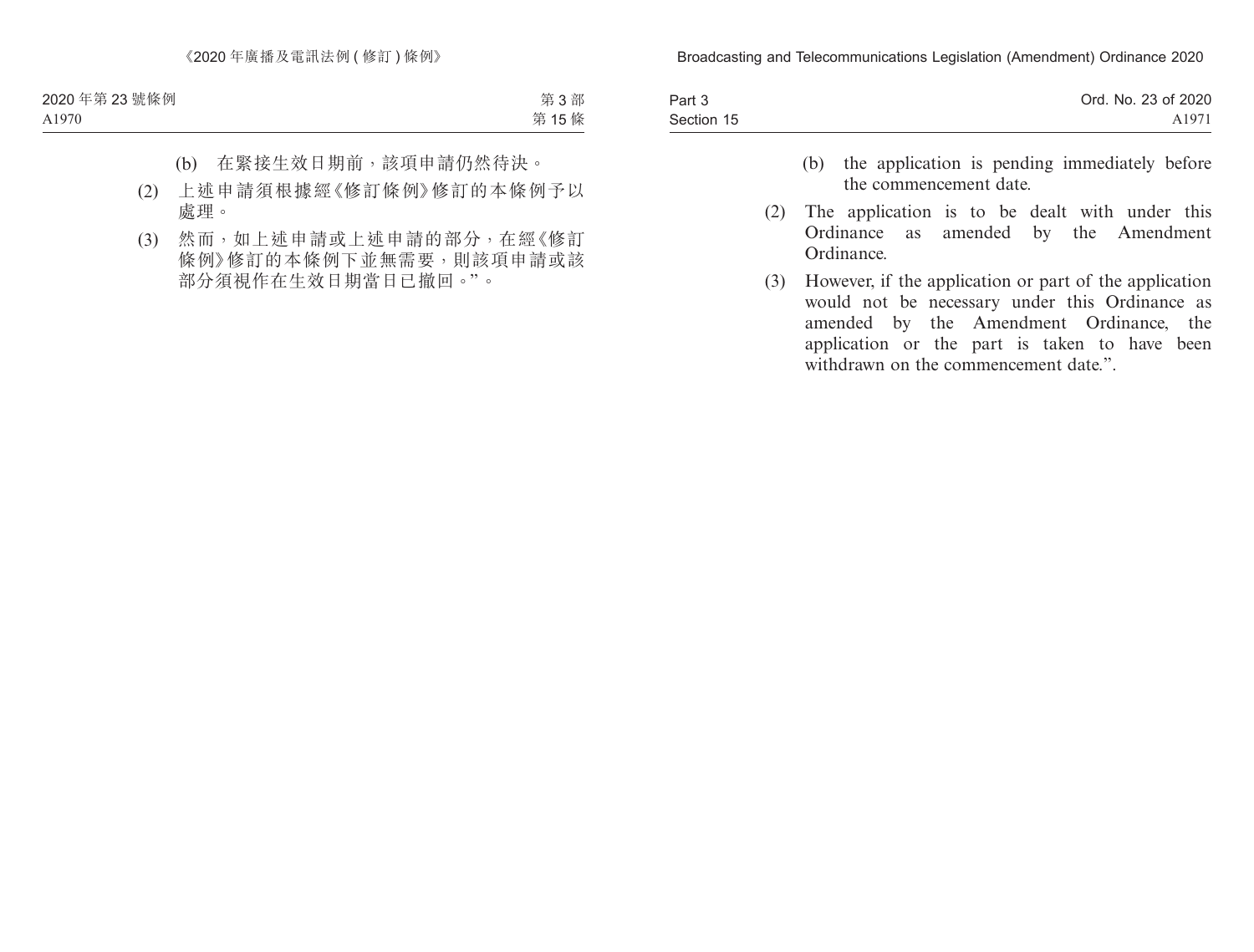(b) 在緊接生效日期前，該項申請仍然待決。

(2) 上述申請須根據經《修訂條例》修訂的本條例予以處理。

(3) 然而，如上述申請或上述申請的部分，在經《修訂條例》修訂的本條例下並無需要，則該項申請或該部分須視作在生效日期當日已撤回。”。

(b) the application is pending immediately before the commencement date.

(2) The application is to be dealt with under this Ordinance as amended by the Amendment Ordinance.

(3) However, if the application or part of the application would not be necessary under this Ordinance as amended by the Amendment Ordinance, the application or the part is taken to have been withdrawn on the commencement date.”.